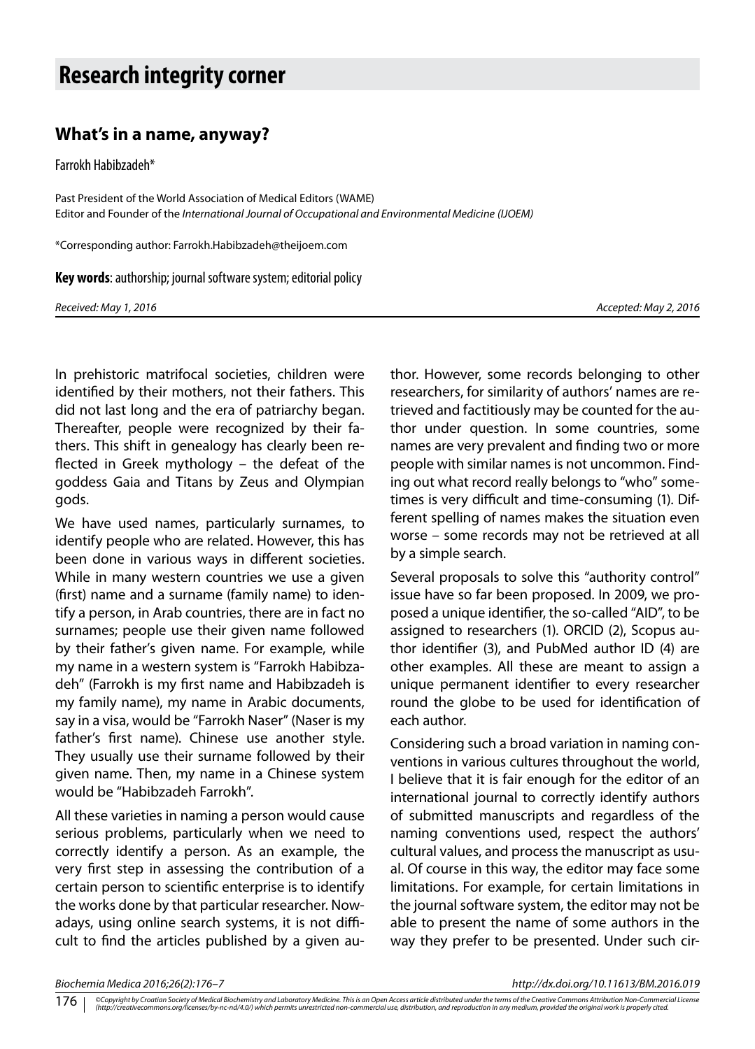# Research integrity corner

## What's in a name, anyway?

Farrokh Habibzadeh*

Past President of the World Association of Medical Editors (WAME)
Editor and Founder of the *International Journal of Occupational and Environmental Medicine (IJOEM)*

*Corresponding author: Farrokh.Habibzadeh@theijoem.com

**Key words**: authorship; journal software system; editorial policy

*Received: May 1, 2016* *Accepted: May 2, 2016*

In prehistoric matrifocal societies, children were identified by their mothers, not their fathers. This did not last long and the era of patriarchy began. Thereafter, people were recognized by their fathers. This shift in genealogy has clearly been reflected in Greek mythology – the defeat of the goddess Gaia and Titans by Zeus and Olympian gods.

We have used names, particularly surnames, to identify people who are related. However, this has been done in various ways in different societies. While in many western countries we use a given (first) name and a surname (family name) to identify a person, in Arab countries, there are in fact no surnames; people use their given name followed by their father's given name. For example, while my name in a western system is "Farrokh Habibzadeh" (Farrokh is my first name and Habibzadeh is my family name), my name in Arabic documents, say in a visa, would be "Farrokh Naser" (Naser is my father's first name). Chinese use another style. They usually use their surname followed by their given name. Then, my name in a Chinese system would be "Habibzadeh Farrokh".

All these varieties in naming a person would cause serious problems, particularly when we need to correctly identify a person. As an example, the very first step in assessing the contribution of a certain person to scientific enterprise is to identify the works done by that particular researcher. Nowadays, using online search systems, it is not difficult to find the articles published by a given author. However, some records belonging to other researchers, for similarity of authors' names are retrieved and factitiously may be counted for the author under question. In some countries, some names are very prevalent and finding two or more people with similar names is not uncommon. Finding out what record really belongs to "who" sometimes is very difficult and time-consuming (1). Different spelling of names makes the situation even worse – some records may not be retrieved at all by a simple search.

Several proposals to solve this "authority control" issue have so far been proposed. In 2009, we proposed a unique identifier, the so-called "AID", to be assigned to researchers (1). ORCID (2), Scopus author identifier (3), and PubMed author ID (4) are other examples. All these are meant to assign a unique permanent identifier to every researcher round the globe to be used for identification of each author.

Considering such a broad variation in naming conventions in various cultures throughout the world, I believe that it is fair enough for the editor of an international journal to correctly identify authors of submitted manuscripts and regardless of the naming conventions used, respect the authors' cultural values, and process the manuscript as usual. Of course in this way, the editor may face some limitations. For example, for certain limitations in the journal software system, the editor may not be able to present the name of some authors in the way they prefer to be presented. Under such cir-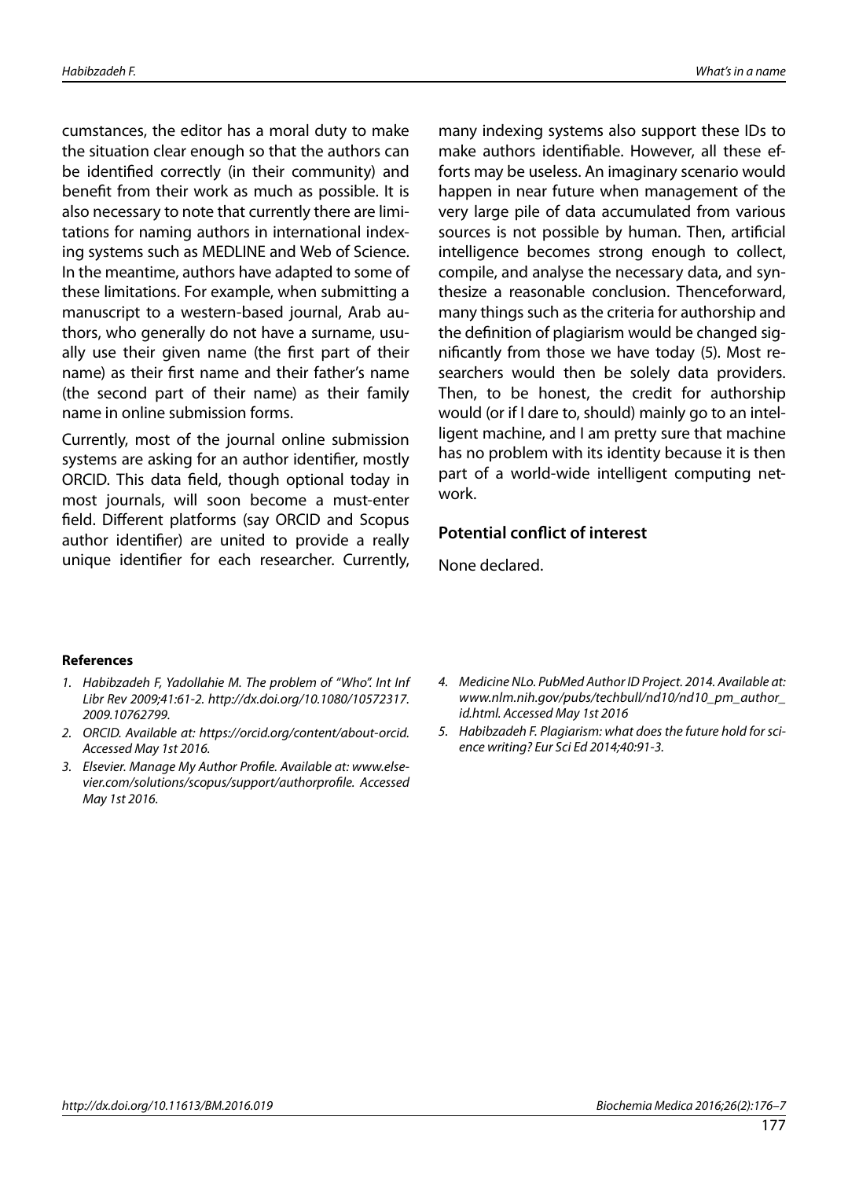cumstances, the editor has a moral duty to make the situation clear enough so that the authors can be identified correctly (in their community) and benefit from their work as much as possible. It is also necessary to note that currently there are limitations for naming authors in international indexing systems such as MEDLINE and Web of Science. In the meantime, authors have adapted to some of these limitations. For example, when submitting a manuscript to a western-based journal, Arab authors, who generally do not have a surname, usually use their given name (the first part of their name) as their first name and their father's name (the second part of their name) as their family name in online submission forms.

Currently, most of the journal online submission systems are asking for an author identifier, mostly ORCID. This data field, though optional today in most journals, will soon become a must-enter field. Different platforms (say ORCID and Scopus author identifier) are united to provide a really unique identifier for each researcher. Currently, many indexing systems also support these IDs to make authors identifiable. However, all these efforts may be useless. An imaginary scenario would happen in near future when management of the very large pile of data accumulated from various sources is not possible by human. Then, artificial intelligence becomes strong enough to collect, compile, and analyse the necessary data, and synthesize a reasonable conclusion. Thenceforward, many things such as the criteria for authorship and the definition of plagiarism would be changed significantly from those we have today (5). Most researchers would then be solely data providers. Then, to be honest, the credit for authorship would (or if I dare to, should) mainly go to an intelligent machine, and I am pretty sure that machine has no problem with its identity because it is then part of a world-wide intelligent computing network.

## Potential conflict of interest

None declared.

## References

1. *Habibzadeh F, Yadollahie M. The problem of "Who". Int Inf Libr Rev 2009;41:61-2. http://dx.doi.org/10.1080/10572317.2009.10762799.*
2. *ORCID. Available at: https://orcid.org/content/about-orcid. Accessed May 1st 2016.*
3. *Elsevier. Manage My Author Profile. Available at: www.elsevier.com/solutions/scopus/support/authorprofile. Accessed May 1st 2016.*
4. *Medicine NLo. PubMed Author ID Project. 2014. Available at: www.nlm.nih.gov/pubs/techbull/nd10/nd10_pm_author_id.html. Accessed May 1st 2016*
5. *Habibzadeh F. Plagiarism: what does the future hold for science writing? Eur Sci Ed 2014;40:91-3.*